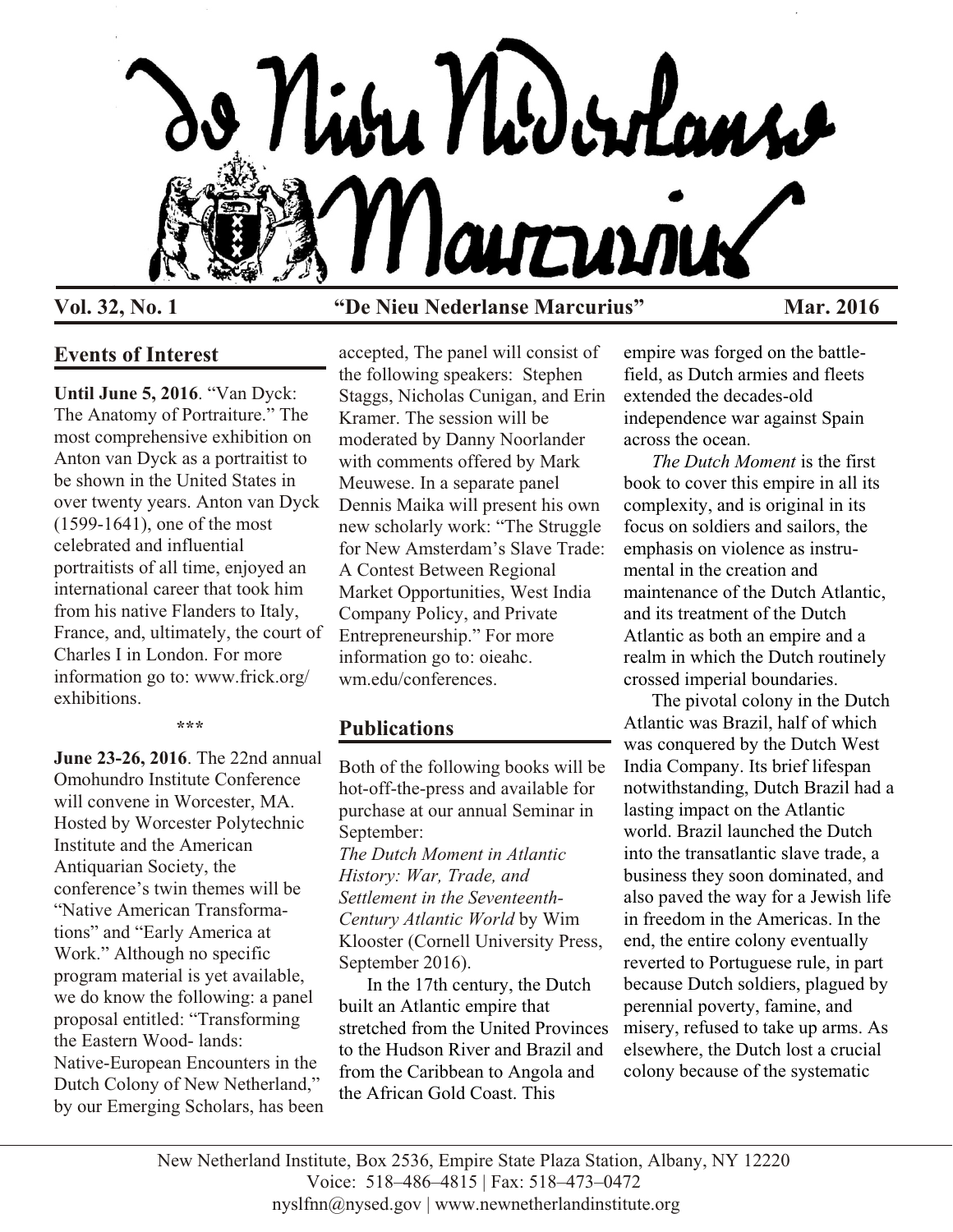# De Nieu Nederlanse Marcurius

**Vol. 32, No. 1** **"De Nieu Nederlanse Marcurius"** **Mar. 2016**

## Events of Interest

**Until June 5, 2016**. "Van Dyck: The Anatomy of Portraiture." The most comprehensive exhibition on Anton van Dyck as a portraitist to be shown in the United States in over twenty years. Anton van Dyck (1599-1641), one of the most celebrated and influential portraitists of all time, enjoyed an international career that took him from his native Flanders to Italy, France, and, ultimately, the court of Charles I in London. For more information go to: www.frick.org/exhibitions.

\*\*\*

**June 23-26, 2016**. The 22nd annual Omohundro Institute Conference will convene in Worcester, MA. Hosted by Worcester Polytechnic Institute and the American Antiquarian Society, the conference's twin themes will be "Native American Transformations" and "Early America at Work." Although no specific program material is yet available, we do know the following: a panel proposal entitled: "Transforming the Eastern Wood- lands: Native-European Encounters in the Dutch Colony of New Netherland," by our Emerging Scholars, has been accepted, The panel will consist of the following speakers: Stephen Staggs, Nicholas Cunigan, and Erin Kramer. The session will be moderated by Danny Noorlander with comments offered by Mark Meuwese. In a separate panel Dennis Maika will present his own new scholarly work: "The Struggle for New Amsterdam's Slave Trade: A Contest Between Regional Market Opportunities, West India Company Policy, and Private Entrepreneurship." For more information go to: oieahc.wm.edu/conferences.

## Publications

Both of the following books will be hot-off-the-press and available for purchase at our annual Seminar in September:

*The Dutch Moment in Atlantic History: War, Trade, and Settlement in the Seventeenth-Century Atlantic World* by Wim Klooster (Cornell University Press, September 2016).

In the 17th century, the Dutch built an Atlantic empire that stretched from the United Provinces to the Hudson River and Brazil and from the Caribbean to Angola and the African Gold Coast. This empire was forged on the battlefield, as Dutch armies and fleets extended the decades-old independence war against Spain across the ocean.

*The Dutch Moment* is the first book to cover this empire in all its complexity, and is original in its focus on soldiers and sailors, the emphasis on violence as instrumental in the creation and maintenance of the Dutch Atlantic, and its treatment of the Dutch Atlantic as both an empire and a realm in which the Dutch routinely crossed imperial boundaries.

The pivotal colony in the Dutch Atlantic was Brazil, half of which was conquered by the Dutch West India Company. Its brief lifespan notwithstanding, Dutch Brazil had a lasting impact on the Atlantic world. Brazil launched the Dutch into the transatlantic slave trade, a business they soon dominated, and also paved the way for a Jewish life in freedom in the Americas. In the end, the entire colony eventually reverted to Portuguese rule, in part because Dutch soldiers, plagued by perennial poverty, famine, and misery, refused to take up arms. As elsewhere, the Dutch lost a crucial colony because of the systematic

New Netherland Institute, Box 2536, Empire State Plaza Station, Albany, NY 12220
Voice: 518–486–4815 | Fax: 518–473–0472
nyslfnn@nysed.gov | www.newnetherlandinstitute.org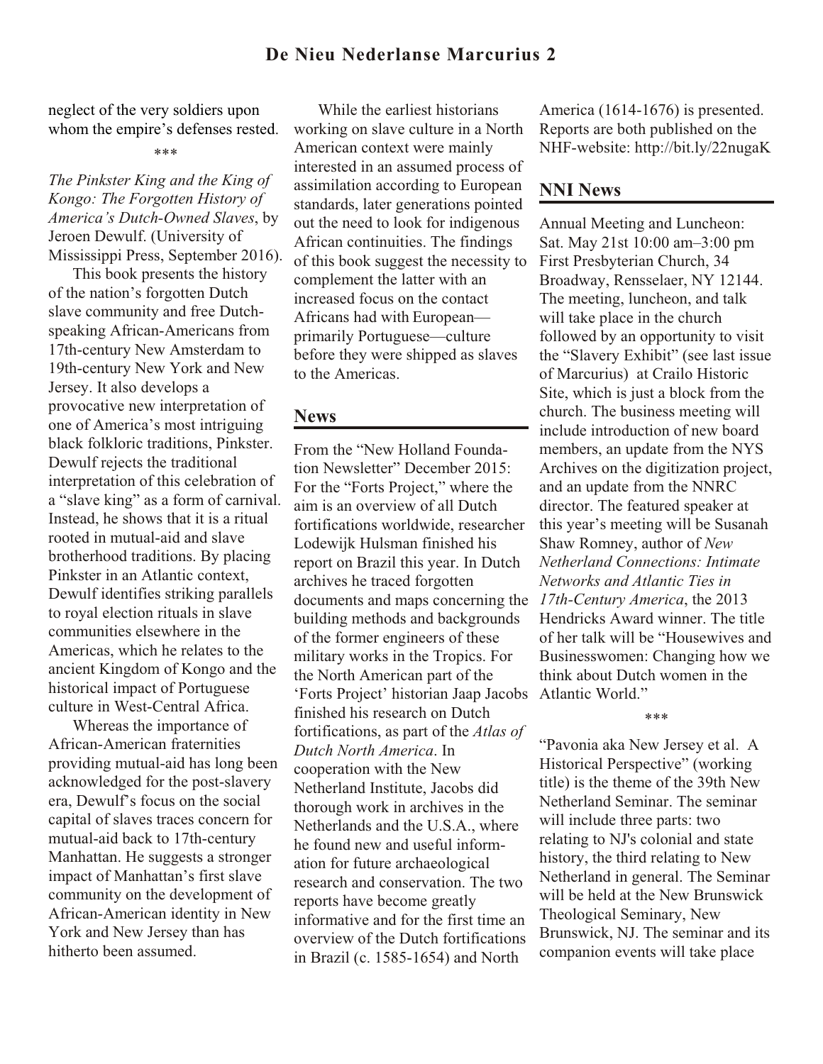neglect of the very soldiers upon whom the empire's defenses rested.

\*\*\*

*The Pinkster King and the King of Kongo: The Forgotten History of America's Dutch-Owned Slaves*, by Jeroen Dewulf. (University of Mississippi Press, September 2016).

This book presents the history of the nation's forgotten Dutch slave community and free Dutch-speaking African-Americans from 17th-century New Amsterdam to 19th-century New York and New Jersey. It also develops a provocative new interpretation of one of America's most intriguing black folkloric traditions, Pinkster. Dewulf rejects the traditional interpretation of this celebration of a "slave king" as a form of carnival. Instead, he shows that it is a ritual rooted in mutual-aid and slave brotherhood traditions. By placing Pinkster in an Atlantic context, Dewulf identifies striking parallels to royal election rituals in slave communities elsewhere in the Americas, which he relates to the ancient Kingdom of Kongo and the historical impact of Portuguese culture in West-Central Africa.

Whereas the importance of African-American fraternities providing mutual-aid has long been acknowledged for the post-slavery era, Dewulf's focus on the social capital of slaves traces concern for mutual-aid back to 17th-century Manhattan. He suggests a stronger impact of Manhattan's first slave community on the development of African-American identity in New York and New Jersey than has hitherto been assumed.

While the earliest historians working on slave culture in a North American context were mainly interested in an assumed process of assimilation according to European standards, later generations pointed out the need to look for indigenous African continuities. The findings of this book suggest the necessity to complement the latter with an increased focus on the contact Africans had with European—primarily Portuguese—culture before they were shipped as slaves to the Americas.

## News

From the "New Holland Foundation Newsletter" December 2015: For the "Forts Project," where the aim is an overview of all Dutch fortifications worldwide, researcher Lodewijk Hulsman finished his report on Brazil this year. In Dutch archives he traced forgotten documents and maps concerning the building methods and backgrounds of the former engineers of these military works in the Tropics. For the North American part of the 'Forts Project' historian Jaap Jacobs finished his research on Dutch fortifications, as part of the *Atlas of Dutch North America*. In cooperation with the New Netherland Institute, Jacobs did thorough work in archives in the Netherlands and the U.S.A., where he found new and useful information for future archaeological research and conservation. The two reports have become greatly informative and for the first time an overview of the Dutch fortifications in Brazil (c. 1585-1654) and North America (1614-1676) is presented. Reports are both published on the NHF-website: http://bit.ly/22nugaK

## NNI News

Annual Meeting and Luncheon: Sat. May 21st 10:00 am–3:00 pm First Presbyterian Church, 34 Broadway, Rensselaer, NY 12144. The meeting, luncheon, and talk will take place in the church followed by an opportunity to visit the "Slavery Exhibit" (see last issue of Marcurius) at Crailo Historic Site, which is just a block from the church. The business meeting will include introduction of new board members, an update from the NYS Archives on the digitization project, and an update from the NNRC director. The featured speaker at this year's meeting will be Susanah Shaw Romney, author of *New Netherland Connections: Intimate Networks and Atlantic Ties in 17th-Century America*, the 2013 Hendricks Award winner. The title of her talk will be "Housewives and Businesswomen: Changing how we think about Dutch women in the Atlantic World."

\*\*\*

"Pavonia aka New Jersey et al. A Historical Perspective" (working title) is the theme of the 39th New Netherland Seminar. The seminar will include three parts: two relating to NJ's colonial and state history, the third relating to New Netherland in general. The Seminar will be held at the New Brunswick Theological Seminary, New Brunswick, NJ. The seminar and its companion events will take place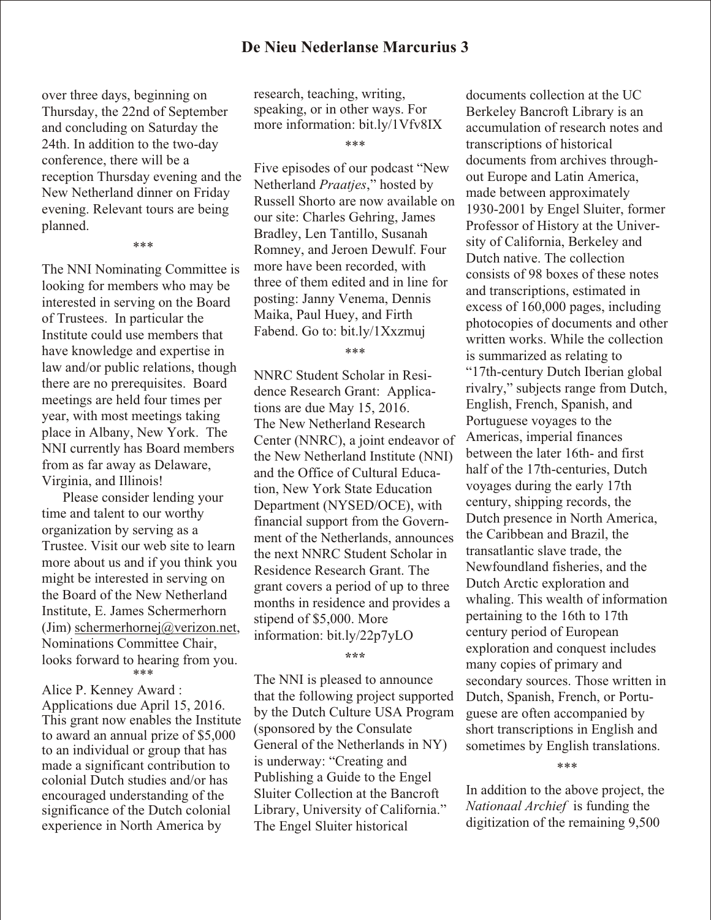over three days, beginning on Thursday, the 22nd of September and concluding on Saturday the 24th. In addition to the two-day conference, there will be a reception Thursday evening and the New Netherland dinner on Friday evening. Relevant tours are being planned.

\*\*\*

The NNI Nominating Committee is looking for members who may be interested in serving on the Board of Trustees. In particular the Institute could use members that have knowledge and expertise in law and/or public relations, though there are no prerequisites. Board meetings are held four times per year, with most meetings taking place in Albany, New York. The NNI currently has Board members from as far away as Delaware, Virginia, and Illinois!

Please consider lending your time and talent to our worthy organization by serving as a Trustee. Visit our web site to learn more about us and if you think you might be interested in serving on the Board of the New Netherland Institute, E. James Schermerhorn (Jim) schermerhornej@verizon.net, Nominations Committee Chair, looks forward to hearing from you.

\*\*\*

Alice P. Kenney Award : Applications due April 15, 2016. This grant now enables the Institute to award an annual prize of $5,000 to an individual or group that has made a significant contribution to colonial Dutch studies and/or has encouraged understanding of the significance of the Dutch colonial experience in North America by research, teaching, writing, speaking, or in other ways. For more information: bit.ly/1Vfv8IX

\*\*\*

Five episodes of our podcast "New Netherland *Praatjes*," hosted by Russell Shorto are now available on our site: Charles Gehring, James Bradley, Len Tantillo, Susanah Romney, and Jeroen Dewulf. Four more have been recorded, with three of them edited and in line for posting: Janny Venema, Dennis Maika, Paul Huey, and Firth Fabend. Go to: bit.ly/1Xxzmuj

\*\*\*

NNRC Student Scholar in Residence Research Grant: Applications are due May 15, 2016. The New Netherland Research Center (NNRC), a joint endeavor of the New Netherland Institute (NNI) and the Office of Cultural Education, New York State Education Department (NYSED/OCE), with financial support from the Government of the Netherlands, announces the next NNRC Student Scholar in Residence Research Grant. The grant covers a period of up to three months in residence and provides a stipend of $5,000. More information: bit.ly/22p7yLO

\*\*\*

The NNI is pleased to announce that the following project supported by the Dutch Culture USA Program (sponsored by the Consulate General of the Netherlands in NY) is underway: "Creating and Publishing a Guide to the Engel Sluiter Collection at the Bancroft Library, University of California." The Engel Sluiter historical documents collection at the UC Berkeley Bancroft Library is an accumulation of research notes and transcriptions of historical documents from archives throughout Europe and Latin America, made between approximately 1930-2001 by Engel Sluiter, former Professor of History at the University of California, Berkeley and Dutch native. The collection consists of 98 boxes of these notes and transcriptions, estimated in excess of 160,000 pages, including photocopies of documents and other written works. While the collection is summarized as relating to "17th-century Dutch Iberian global rivalry," subjects range from Dutch, English, French, Spanish, and Portuguese voyages to the Americas, imperial finances between the later 16th- and first half of the 17th-centuries, Dutch voyages during the early 17th century, shipping records, the Dutch presence in North America, the Caribbean and Brazil, the transatlantic slave trade, the Newfoundland fisheries, and the Dutch Arctic exploration and whaling. This wealth of information pertaining to the 16th to 17th century period of European exploration and conquest includes many copies of primary and secondary sources. Those written in Dutch, Spanish, French, or Portuguese are often accompanied by short transcriptions in English and sometimes by English translations.

\*\*\*

In addition to the above project, the *Nationaal Archief* is funding the digitization of the remaining 9,500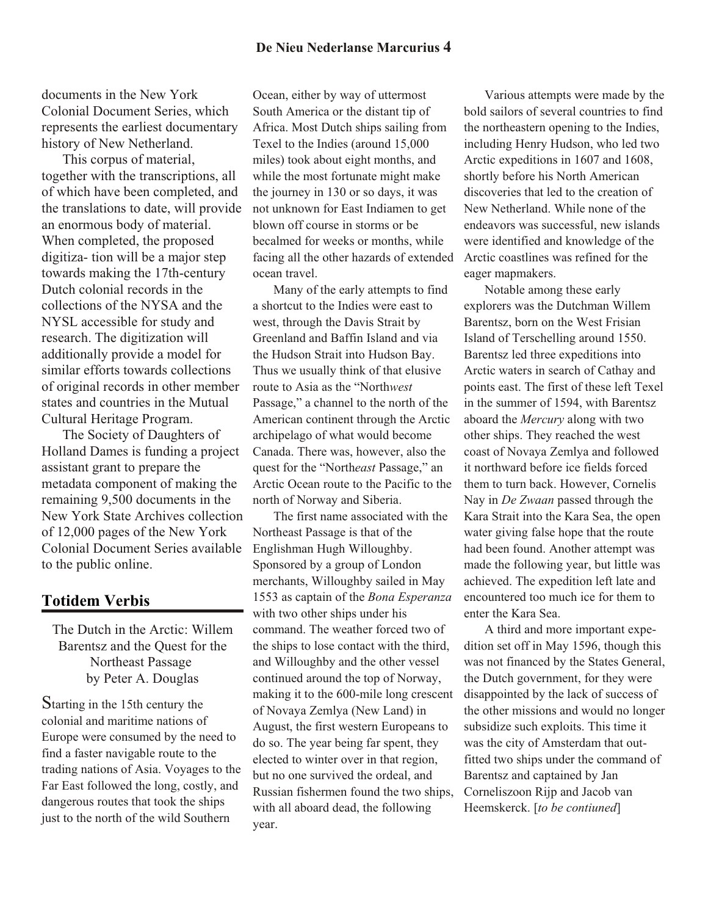documents in the New York Colonial Document Series, which represents the earliest documentary history of New Netherland.

This corpus of material, together with the transcriptions, all of which have been completed, and the translations to date, will provide an enormous body of material. When completed, the proposed digitiza- tion will be a major step towards making the 17th-century Dutch colonial records in the collections of the NYSA and the NYSL accessible for study and research. The digitization will additionally provide a model for similar efforts towards collections of original records in other member states and countries in the Mutual Cultural Heritage Program.

The Society of Daughters of Holland Dames is funding a project assistant grant to prepare the metadata component of making the remaining 9,500 documents in the New York State Archives collection of 12,000 pages of the New York Colonial Document Series available to the public online.

## Totidem Verbis

### The Dutch in the Arctic: Willem Barentsz and the Quest for the Northeast Passage
### by Peter A. Douglas

Starting in the 15th century the colonial and maritime nations of Europe were consumed by the need to find a faster navigable route to the trading nations of Asia. Voyages to the Far East followed the long, costly, and dangerous routes that took the ships just to the north of the wild Southern Ocean, either by way of uttermost South America or the distant tip of Africa. Most Dutch ships sailing from Texel to the Indies (around 15,000 miles) took about eight months, and while the most fortunate might make the journey in 130 or so days, it was not unknown for East Indiamen to get blown off course in storms or be becalmed for weeks or months, while facing all the other hazards of extended ocean travel.

Many of the early attempts to find a shortcut to the Indies were east to west, through the Davis Strait by Greenland and Baffin Island and via the Hudson Strait into Hudson Bay. Thus we usually think of that elusive route to Asia as the "North*west* Passage," a channel to the north of the American continent through the Arctic archipelago of what would become Canada. There was, however, also the quest for the "North*east* Passage," an Arctic Ocean route to the Pacific to the north of Norway and Siberia.

The first name associated with the Northeast Passage is that of the Englishman Hugh Willoughby. Sponsored by a group of London merchants, Willoughby sailed in May 1553 as captain of the *Bona Esperanza* with two other ships under his command. The weather forced two of the ships to lose contact with the third, and Willoughby and the other vessel continued around the top of Norway, making it to the 600-mile long crescent of Novaya Zemlya (New Land) in August, the first western Europeans to do so. The year being far spent, they elected to winter over in that region, but no one survived the ordeal, and Russian fishermen found the two ships, with all aboard dead, the following year.

Various attempts were made by the bold sailors of several countries to find the northeastern opening to the Indies, including Henry Hudson, who led two Arctic expeditions in 1607 and 1608, shortly before his North American discoveries that led to the creation of New Netherland. While none of the endeavors was successful, new islands were identified and knowledge of the Arctic coastlines was refined for the eager mapmakers.

Notable among these early explorers was the Dutchman Willem Barentsz, born on the West Frisian Island of Terschelling around 1550. Barentsz led three expeditions into Arctic waters in search of Cathay and points east. The first of these left Texel in the summer of 1594, with Barentsz aboard the *Mercury* along with two other ships. They reached the west coast of Novaya Zemlya and followed it northward before ice fields forced them to turn back. However, Cornelis Nay in *De Zwaan* passed through the Kara Strait into the Kara Sea, the open water giving false hope that the route had been found. Another attempt was made the following year, but little was achieved. The expedition left late and encountered too much ice for them to enter the Kara Sea.

A third and more important expedition set off in May 1596, though this was not financed by the States General, the Dutch government, for they were disappointed by the lack of success of the other missions and would no longer subsidize such exploits. This time it was the city of Amsterdam that outfitted two ships under the command of Barentsz and captained by Jan Corneliszoon Rijp and Jacob van Heemskerck. [*to be contiuned*]